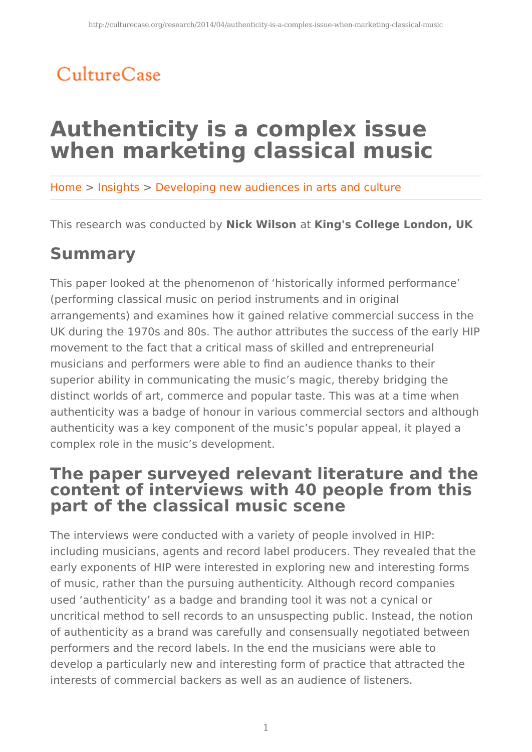CultureCase

# Authenticity is a complex issue when marketing classical music

Home > Insights > Developing new audiences in arts and culture

This research was conducted by **Nick Wilson** at **King's College London, UK**

## Summary

This paper looked at the phenomenon of 'historically informed performance' (performing classical music on period instruments and in original arrangements) and examines how it gained relative commercial success in the UK during the 1970s and 80s. The author attributes the success of the early HIP movement to the fact that a critical mass of skilled and entrepreneurial musicians and performers were able to find an audience thanks to their superior ability in communicating the music's magic, thereby bridging the distinct worlds of art, commerce and popular taste. This was at a time when authenticity was a badge of honour in various commercial sectors and although authenticity was a key component of the music's popular appeal, it played a complex role in the music's development.

## The paper surveyed relevant literature and the content of interviews with 40 people from this part of the classical music scene

The interviews were conducted with a variety of people involved in HIP: including musicians, agents and record label producers. They revealed that the early exponents of HIP were interested in exploring new and interesting forms of music, rather than the pursuing authenticity. Although record companies used 'authenticity' as a badge and branding tool it was not a cynical or uncritical method to sell records to an unsuspecting public. Instead, the notion of authenticity as a brand was carefully and consensually negotiated between performers and the record labels. In the end the musicians were able to develop a particularly new and interesting form of practice that attracted the interests of commercial backers as well as an audience of listeners.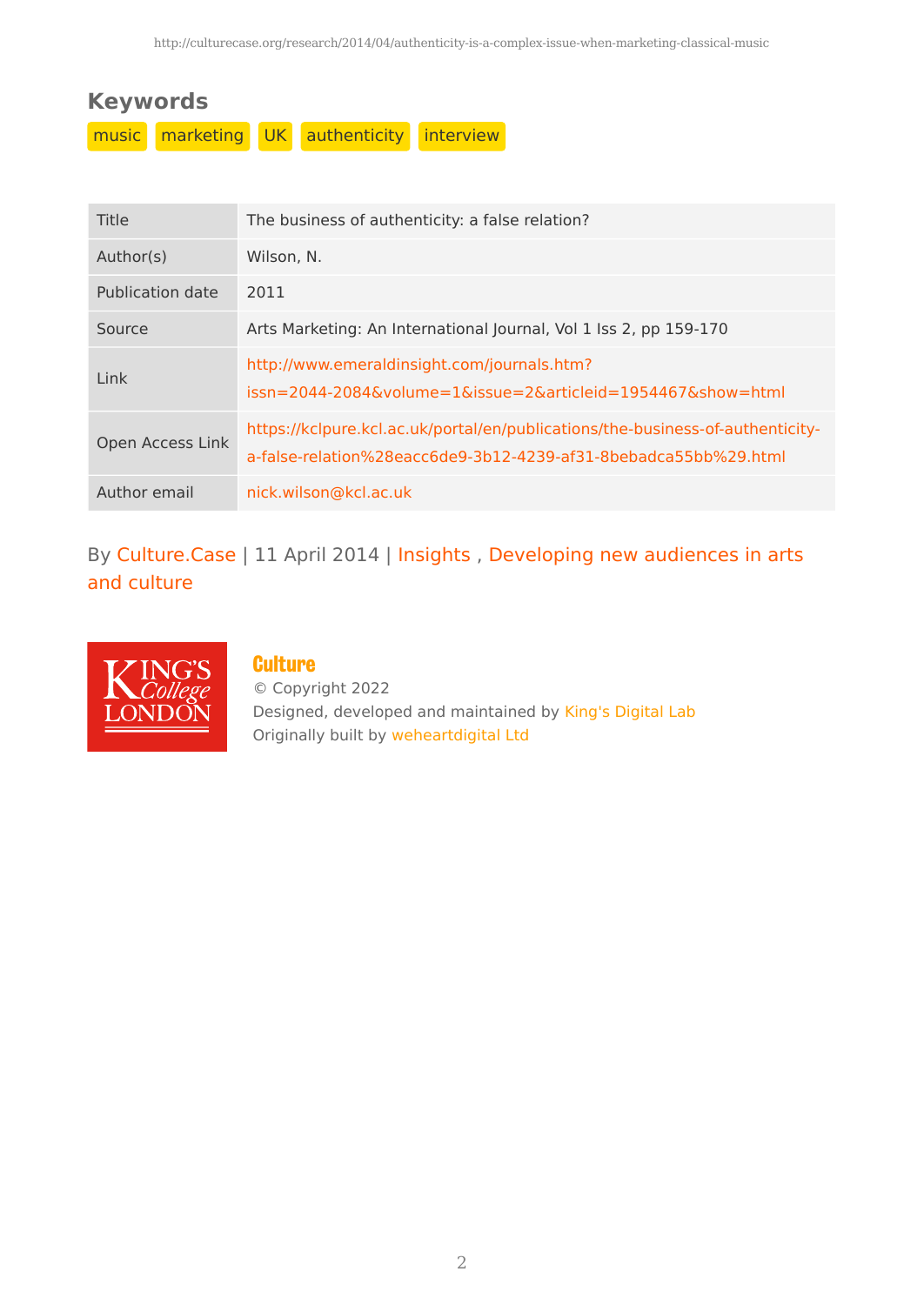## Keywords

music marketing UK authenticity interview

| | |
|---|---|
| Title | The business of authenticity: a false relation? |
| Author(s) | Wilson, N. |
| Publication date | 2011 |
| Source | Arts Marketing: An International Journal, Vol 1 Iss 2, pp 159-170 |
| Link | http://www.emeraldinsight.com/journals.htm?issn=2044-2084&volume=1&issue=2&articleid=1954467&show=html |
| Open Access Link | https://kclpure.kcl.ac.uk/portal/en/publications/the-business-of-authenticity-a-false-relation%28eacc6de9-3b12-4239-af31-8bebadca55bb%29.html |
| Author email | nick.wilson@kcl.ac.uk |

By Culture.Case | 11 April 2014 | Insights , Developing new audiences in arts and culture

KING'S College LONDON

Culture
© Copyright 2022
Designed, developed and maintained by King's Digital Lab
Originally built by weheartdigital Ltd